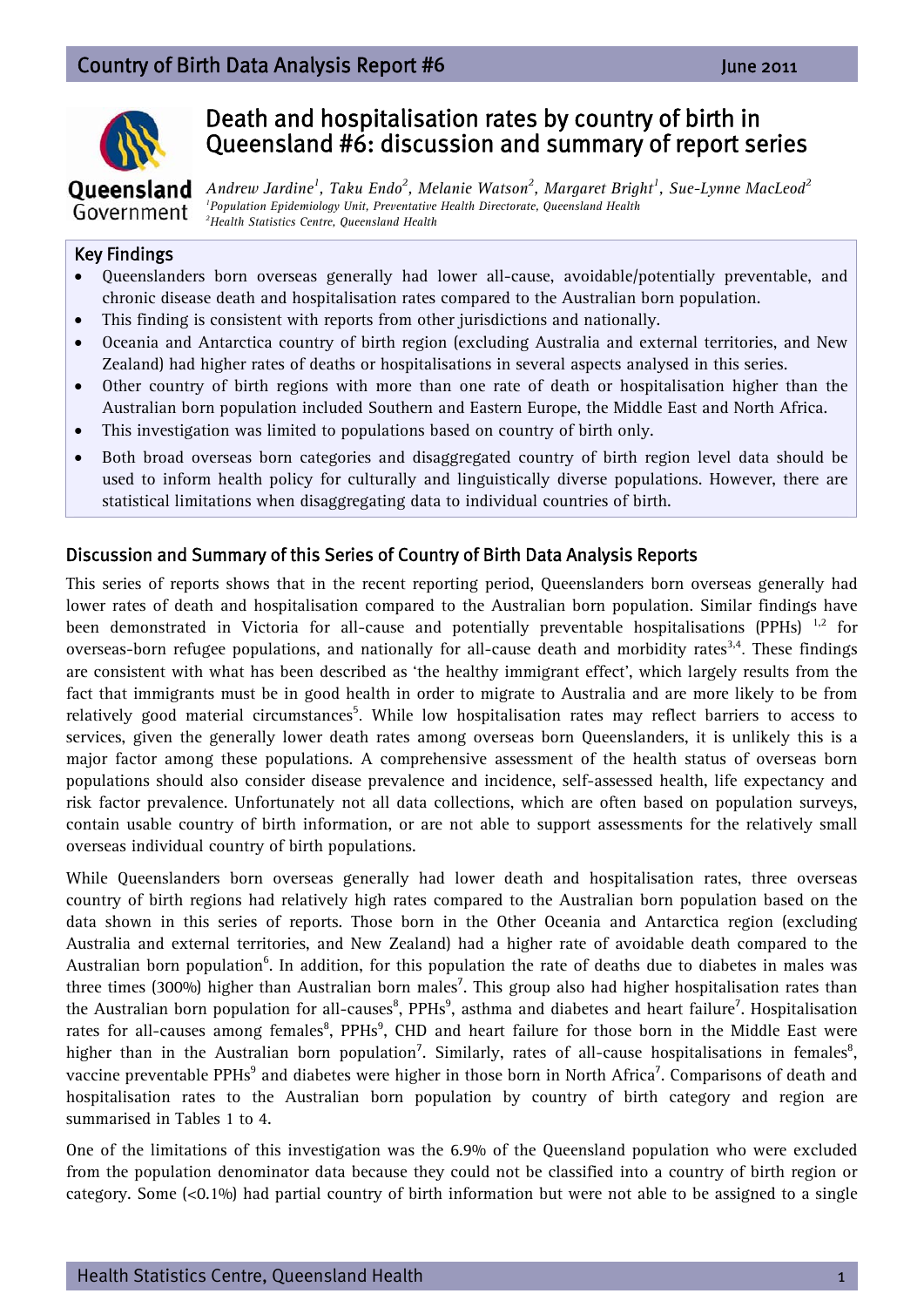# Death and hospitalisation rates by country of birth in Queensland #6: discussion and summary of report series

*Andrew Jardine[1], Taku Endo[2], Melanie Watson[2], Margaret Bright[1], Sue-Lynne MacLeod[2]*
*[1]Population Epidemiology Unit, Preventative Health Directorate, Queensland Health*
*[2]Health Statistics Centre, Queensland Health*

## Key Findings

- Queenslanders born overseas generally had lower all-cause, avoidable/potentially preventable, and chronic disease death and hospitalisation rates compared to the Australian born population.
- This finding is consistent with reports from other jurisdictions and nationally.
- Oceania and Antarctica country of birth region (excluding Australia and external territories, and New Zealand) had higher rates of deaths or hospitalisations in several aspects analysed in this series.
- Other country of birth regions with more than one rate of death or hospitalisation higher than the Australian born population included Southern and Eastern Europe, the Middle East and North Africa.
- This investigation was limited to populations based on country of birth only.
- Both broad overseas born categories and disaggregated country of birth region level data should be used to inform health policy for culturally and linguistically diverse populations. However, there are statistical limitations when disaggregating data to individual countries of birth.

## Discussion and Summary of this Series of Country of Birth Data Analysis Reports

This series of reports shows that in the recent reporting period, Queenslanders born overseas generally had lower rates of death and hospitalisation compared to the Australian born population. Similar findings have been demonstrated in Victoria for all-cause and potentially preventable hospitalisations (PPHs) [1,2] for overseas-born refugee populations, and nationally for all-cause death and morbidity rates[3,4]. These findings are consistent with what has been described as 'the healthy immigrant effect', which largely results from the fact that immigrants must be in good health in order to migrate to Australia and are more likely to be from relatively good material circumstances[5]. While low hospitalisation rates may reflect barriers to access to services, given the generally lower death rates among overseas born Queenslanders, it is unlikely this is a major factor among these populations. A comprehensive assessment of the health status of overseas born populations should also consider disease prevalence and incidence, self-assessed health, life expectancy and risk factor prevalence. Unfortunately not all data collections, which are often based on population surveys, contain usable country of birth information, or are not able to support assessments for the relatively small overseas individual country of birth populations.

While Queenslanders born overseas generally had lower death and hospitalisation rates, three overseas country of birth regions had relatively high rates compared to the Australian born population based on the data shown in this series of reports. Those born in the Other Oceania and Antarctica region (excluding Australia and external territories, and New Zealand) had a higher rate of avoidable death compared to the Australian born population[6]. In addition, for this population the rate of deaths due to diabetes in males was three times (300%) higher than Australian born males[7]. This group also had higher hospitalisation rates than the Australian born population for all-causes[8], PPHs[9], asthma and diabetes and heart failure[7]. Hospitalisation rates for all-causes among females[8], PPHs[9], CHD and heart failure for those born in the Middle East were higher than in the Australian born population[7]. Similarly, rates of all-cause hospitalisations in females[8], vaccine preventable PPHs[9] and diabetes were higher in those born in North Africa[7]. Comparisons of death and hospitalisation rates to the Australian born population by country of birth category and region are summarised in Tables 1 to 4.

One of the limitations of this investigation was the 6.9% of the Queensland population who were excluded from the population denominator data because they could not be classified into a country of birth region or category. Some (<0.1%) had partial country of birth information but were not able to be assigned to a single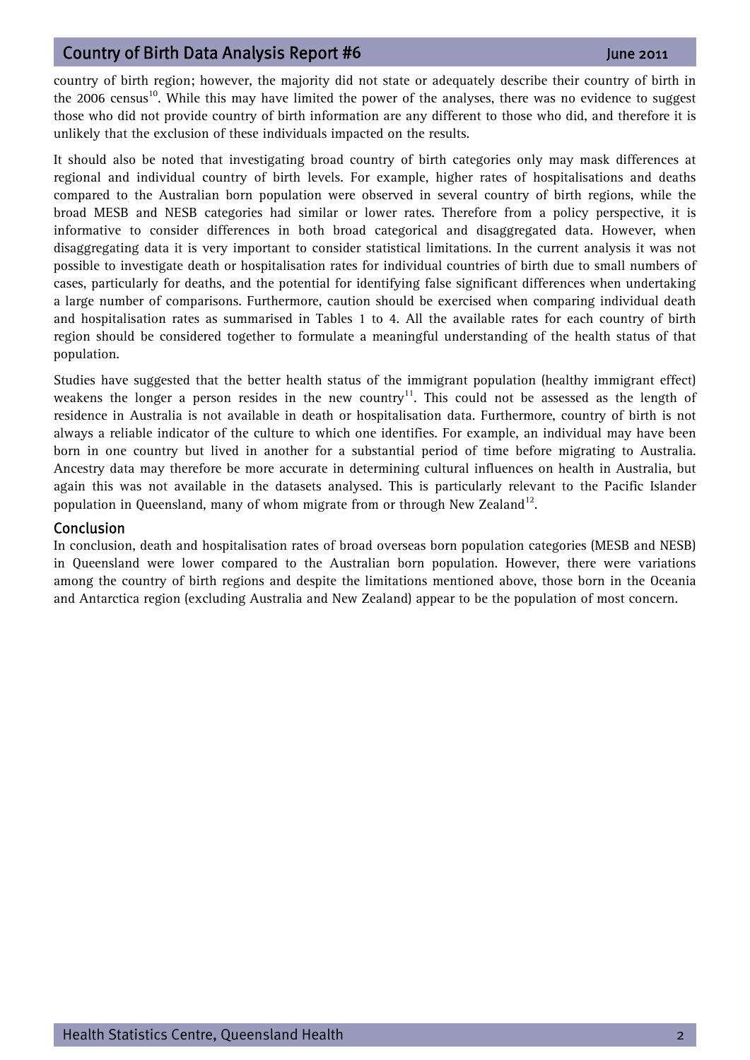country of birth region; however, the majority did not state or adequately describe their country of birth in the 2006 census[10]. While this may have limited the power of the analyses, there was no evidence to suggest those who did not provide country of birth information are any different to those who did, and therefore it is unlikely that the exclusion of these individuals impacted on the results.

It should also be noted that investigating broad country of birth categories only may mask differences at regional and individual country of birth levels. For example, higher rates of hospitalisations and deaths compared to the Australian born population were observed in several country of birth regions, while the broad MESB and NESB categories had similar or lower rates. Therefore from a policy perspective, it is informative to consider differences in both broad categorical and disaggregated data. However, when disaggregating data it is very important to consider statistical limitations. In the current analysis it was not possible to investigate death or hospitalisation rates for individual countries of birth due to small numbers of cases, particularly for deaths, and the potential for identifying false significant differences when undertaking a large number of comparisons. Furthermore, caution should be exercised when comparing individual death and hospitalisation rates as summarised in Tables 1 to 4. All the available rates for each country of birth region should be considered together to formulate a meaningful understanding of the health status of that population.

Studies have suggested that the better health status of the immigrant population (healthy immigrant effect) weakens the longer a person resides in the new country[11]. This could not be assessed as the length of residence in Australia is not available in death or hospitalisation data. Furthermore, country of birth is not always a reliable indicator of the culture to which one identifies. For example, an individual may have been born in one country but lived in another for a substantial period of time before migrating to Australia. Ancestry data may therefore be more accurate in determining cultural influences on health in Australia, but again this was not available in the datasets analysed. This is particularly relevant to the Pacific Islander population in Queensland, many of whom migrate from or through New Zealand[12].

## Conclusion

In conclusion, death and hospitalisation rates of broad overseas born population categories (MESB and NESB) in Queensland were lower compared to the Australian born population. However, there were variations among the country of birth regions and despite the limitations mentioned above, those born in the Oceania and Antarctica region (excluding Australia and New Zealand) appear to be the population of most concern.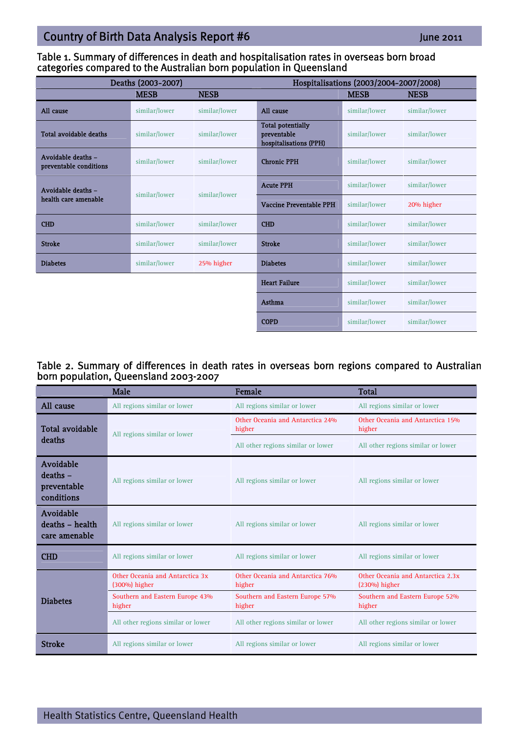### Table 1. Summary of differences in death and hospitalisation rates in overseas born broad categories compared to the Australian born population in Queensland

| Deaths (2003-2007) | | | Hospitalisations (2003/2004-2007/2008) | | |
|---|---|---|---|---|---|
| | MESB | NESB | | MESB | NESB |
| All cause | similar/lower | similar/lower | All cause | similar/lower | similar/lower |
| Total avoidable deaths | similar/lower | similar/lower | Total potentially preventable hospitalisations (PPH) | similar/lower | similar/lower |
| Avoidable deaths – preventable conditions | similar/lower | similar/lower | Chronic PPH | similar/lower | similar/lower |
| Avoidable deaths – health care amenable | similar/lower | similar/lower | Acute PPH | similar/lower | similar/lower |
| | | | Vaccine Preventable PPH | similar/lower | 20% higher |
| CHD | similar/lower | similar/lower | CHD | similar/lower | similar/lower |
| Stroke | similar/lower | similar/lower | Stroke | similar/lower | similar/lower |
| Diabetes | similar/lower | 25% higher | Diabetes | similar/lower | similar/lower |
| | | | Heart Failure | similar/lower | similar/lower |
| | | | Asthma | similar/lower | similar/lower |
| | | | COPD | similar/lower | similar/lower |

### Table 2. Summary of differences in death rates in overseas born regions compared to Australian born population, Queensland 2003-2007

| | Male | Female | Total |
|---|---|---|---|
| All cause | All regions similar or lower | All regions similar or lower | All regions similar or lower |
| Total avoidable deaths | All regions similar or lower | Other Oceania and Antarctica 24% higher | Other Oceania and Antarctica 15% higher |
| | | All other regions similar or lower | All other regions similar or lower |
| Avoidable deaths – preventable conditions | All regions similar or lower | All regions similar or lower | All regions similar or lower |
| Avoidable deaths – health care amenable | All regions similar or lower | All regions similar or lower | All regions similar or lower |
| CHD | All regions similar or lower | All regions similar or lower | All regions similar or lower |
| Diabetes | Other Oceania and Antarctica 3x (300%) higher | Other Oceania and Antarctica 76% higher | Other Oceania and Antarctica 2.3x (230%) higher |
| | Southern and Eastern Europe 43% higher | Southern and Eastern Europe 57% higher | Southern and Eastern Europe 52% higher |
| | All other regions similar or lower | All other regions similar or lower | All other regions similar or lower |
| Stroke | All regions similar or lower | All regions similar or lower | All regions similar or lower |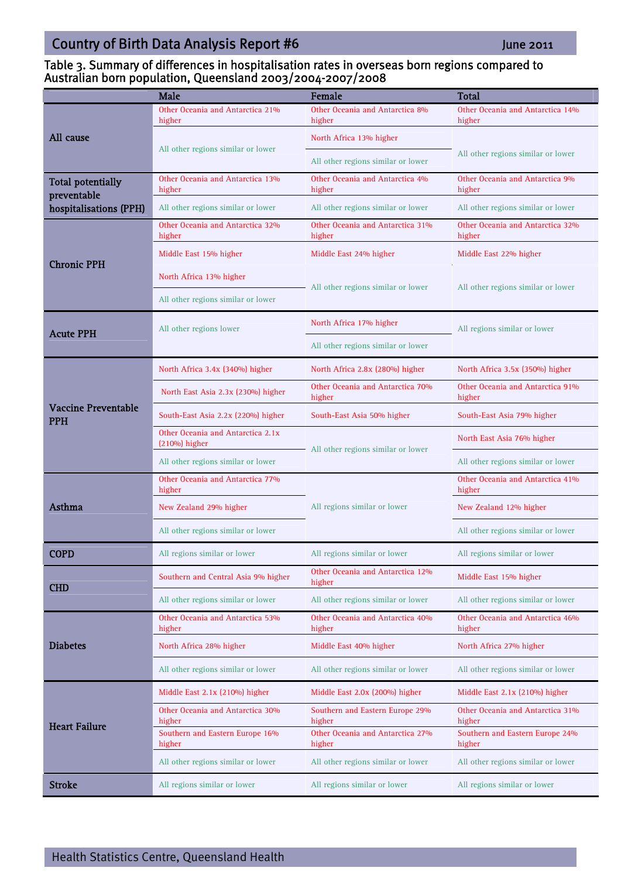Table 3. Summary of differences in hospitalisation rates in overseas born regions compared to Australian born population, Queensland 2003/2004-2007/2008

| | Male | Female | Total |
|---|---|---|---|
| **All cause** | Other Oceania and Antarctica 21% higher | Other Oceania and Antarctica 8% higher | Other Oceania and Antarctica 14% higher |
| | All other regions similar or lower | North Africa 13% higher | All other regions similar or lower |
| | | All other regions similar or lower | |
| **Total potentially preventable hospitalisations (PPH)** | Other Oceania and Antarctica 13% higher | Other Oceania and Antarctica 4% higher | Other Oceania and Antarctica 9% higher |
| | All other regions similar or lower | All other regions similar or lower | All other regions similar or lower |
| **Chronic PPH** | Other Oceania and Antarctica 32% higher | Other Oceania and Antarctica 31% higher | Other Oceania and Antarctica 32% higher |
| | Middle East 15% higher | Middle East 24% higher | Middle East 22% higher |
| | North Africa 13% higher | All other regions similar or lower | All other regions similar or lower |
| | All other regions similar or lower | | |
| **Acute PPH** | All other regions lower | North Africa 17% higher | All regions similar or lower |
| | | All other regions similar or lower | |
| **Vaccine Preventable PPH** | North Africa 3.4x (340%) higher | North Africa 2.8x (280%) higher | North Africa 3.5x (350%) higher |
| | North East Asia 2.3x (230%) higher | Other Oceania and Antarctica 70% higher | Other Oceania and Antarctica 91% higher |
| | South-East Asia 2.2x (220%) higher | South-East Asia 50% higher | South-East Asia 79% higher |
| | Other Oceania and Antarctica 2.1x (210%) higher | All other regions similar or lower | North East Asia 76% higher |
| | All other regions similar or lower | | All other regions similar or lower |
| **Asthma** | Other Oceania and Antarctica 77% higher | All regions similar or lower | Other Oceania and Antarctica 41% higher |
| | New Zealand 29% higher | | New Zealand 12% higher |
| | All other regions similar or lower | | All other regions similar or lower |
| **COPD** | All regions similar or lower | All regions similar or lower | All regions similar or lower |
| **CHD** | Southern and Central Asia 9% higher | Other Oceania and Antarctica 12% higher | Middle East 15% higher |
| | All other regions similar or lower | All other regions similar or lower | All other regions similar or lower |
| **Diabetes** | Other Oceania and Antarctica 53% higher | Other Oceania and Antarctica 40% higher | Other Oceania and Antarctica 46% higher |
| | North Africa 28% higher | Middle East 40% higher | North Africa 27% higher |
| | All other regions similar or lower | All other regions similar or lower | All other regions similar or lower |
| **Heart Failure** | Middle East 2.1x (210%) higher | Middle East 2.0x (200%) higher | Middle East 2.1x (210%) higher |
| | Other Oceania and Antarctica 30% higher | Southern and Eastern Europe 29% higher | Other Oceania and Antarctica 31% higher |
| | Southern and Eastern Europe 16% higher | Other Oceania and Antarctica 27% higher | Southern and Eastern Europe 24% higher |
| | All other regions similar or lower | All other regions similar or lower | All other regions similar or lower |
| **Stroke** | All regions similar or lower | All regions similar or lower | All regions similar or lower |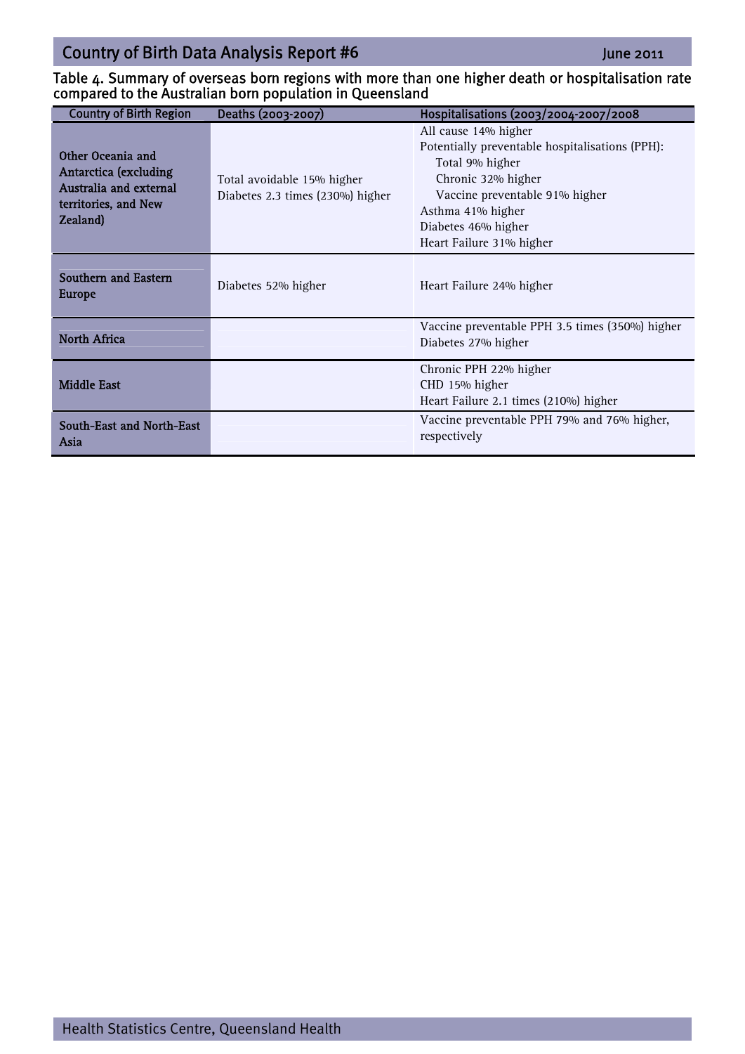Table 4. Summary of overseas born regions with more than one higher death or hospitalisation rate compared to the Australian born population in Queensland

| Country of Birth Region | Deaths (2003-2007) | Hospitalisations (2003/2004-2007/2008 |
|---|---|---|
| Other Oceania and Antarctica (excluding Australia and external territories, and New Zealand) | Total avoidable 15% higher<br>Diabetes 2.3 times (230%) higher | All cause 14% higher<br>Potentially preventable hospitalisations (PPH):<br>Total 9% higher<br>Chronic 32% higher<br>Vaccine preventable 91% higher<br>Asthma 41% higher<br>Diabetes 46% higher<br>Heart Failure 31% higher |
| Southern and Eastern Europe | Diabetes 52% higher | Heart Failure 24% higher |
| North Africa | | Vaccine preventable PPH 3.5 times (350%) higher<br>Diabetes 27% higher |
| Middle East | | Chronic PPH 22% higher<br>CHD 15% higher<br>Heart Failure 2.1 times (210%) higher |
| South-East and North-East Asia | | Vaccine preventable PPH 79% and 76% higher, respectively |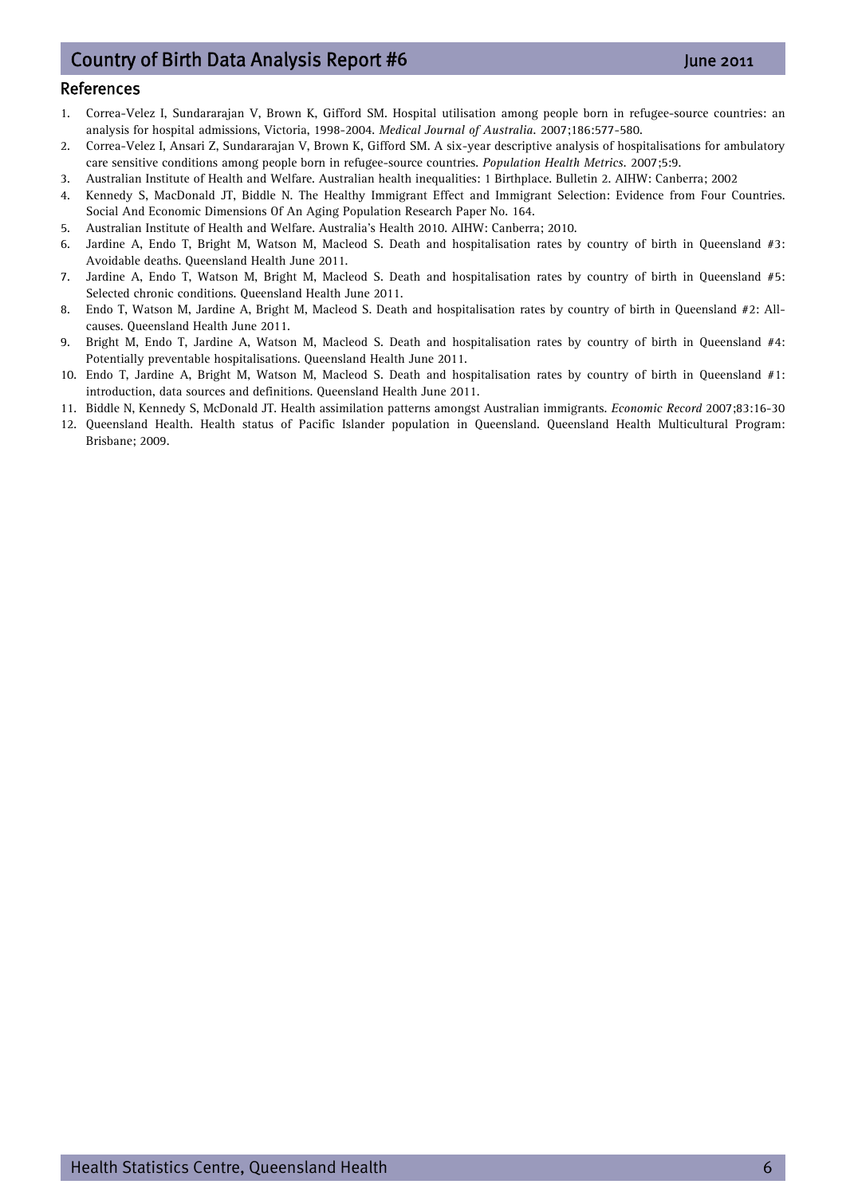## References

1. Correa-Velez I, Sundararajan V, Brown K, Gifford SM. Hospital utilisation among people born in refugee-source countries: an analysis for hospital admissions, Victoria, 1998-2004. *Medical Journal of Australia.* 2007;186:577-580.
2. Correa-Velez I, Ansari Z, Sundararajan V, Brown K, Gifford SM. A six-year descriptive analysis of hospitalisations for ambulatory care sensitive conditions among people born in refugee-source countries. *Population Health Metrics.* 2007;5:9.
3. Australian Institute of Health and Welfare. Australian health inequalities: 1 Birthplace. Bulletin 2. AIHW: Canberra; 2002
4. Kennedy S, MacDonald JT, Biddle N. The Healthy Immigrant Effect and Immigrant Selection: Evidence from Four Countries. Social And Economic Dimensions Of An Aging Population Research Paper No. 164.
5. Australian Institute of Health and Welfare. Australia's Health 2010. AIHW: Canberra; 2010.
6. Jardine A, Endo T, Bright M, Watson M, Macleod S. Death and hospitalisation rates by country of birth in Queensland #3: Avoidable deaths. Queensland Health June 2011.
7. Jardine A, Endo T, Watson M, Bright M, Macleod S. Death and hospitalisation rates by country of birth in Queensland #5: Selected chronic conditions. Queensland Health June 2011.
8. Endo T, Watson M, Jardine A, Bright M, Macleod S. Death and hospitalisation rates by country of birth in Queensland #2: All-causes. Queensland Health June 2011.
9. Bright M, Endo T, Jardine A, Watson M, Macleod S. Death and hospitalisation rates by country of birth in Queensland #4: Potentially preventable hospitalisations. Queensland Health June 2011.
10. Endo T, Jardine A, Bright M, Watson M, Macleod S. Death and hospitalisation rates by country of birth in Queensland #1: introduction, data sources and definitions. Queensland Health June 2011.
11. Biddle N, Kennedy S, McDonald JT. Health assimilation patterns amongst Australian immigrants. *Economic Record* 2007;83:16-30
12. Queensland Health. Health status of Pacific Islander population in Queensland. Queensland Health Multicultural Program: Brisbane; 2009.